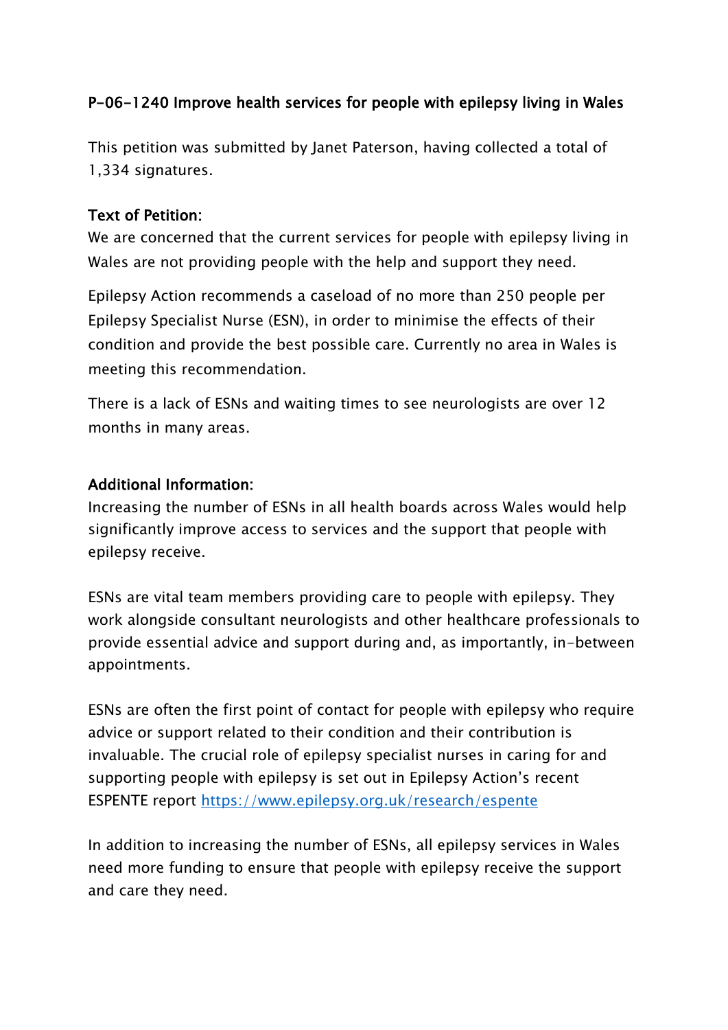# P-06-1240 Improve health services for people with epilepsy living in Wales

This petition was submitted by Janet Paterson, having collected a total of 1,334 signatures.

## Text of Petition:

We are concerned that the current services for people with epilepsy living in Wales are not providing people with the help and support they need.

Epilepsy Action recommends a caseload of no more than 250 people per Epilepsy Specialist Nurse (ESN), in order to minimise the effects of their condition and provide the best possible care. Currently no area in Wales is meeting this recommendation.

There is a lack of ESNs and waiting times to see neurologists are over 12 months in many areas.

## Additional Information:

Increasing the number of ESNs in all health boards across Wales would help significantly improve access to services and the support that people with epilepsy receive.

ESNs are vital team members providing care to people with epilepsy. They work alongside consultant neurologists and other healthcare professionals to provide essential advice and support during and, as importantly, in-between appointments.

ESNs are often the first point of contact for people with epilepsy who require advice or support related to their condition and their contribution is invaluable. The crucial role of epilepsy specialist nurses in caring for and supporting people with epilepsy is set out in Epilepsy Action's recent ESPENTE report [https://www.epilepsy.org.uk/research/espente](https://www.epilepsy.org.uk/research/espente)

In addition to increasing the number of ESNs, all epilepsy services in Wales need more funding to ensure that people with epilepsy receive the support and care they need.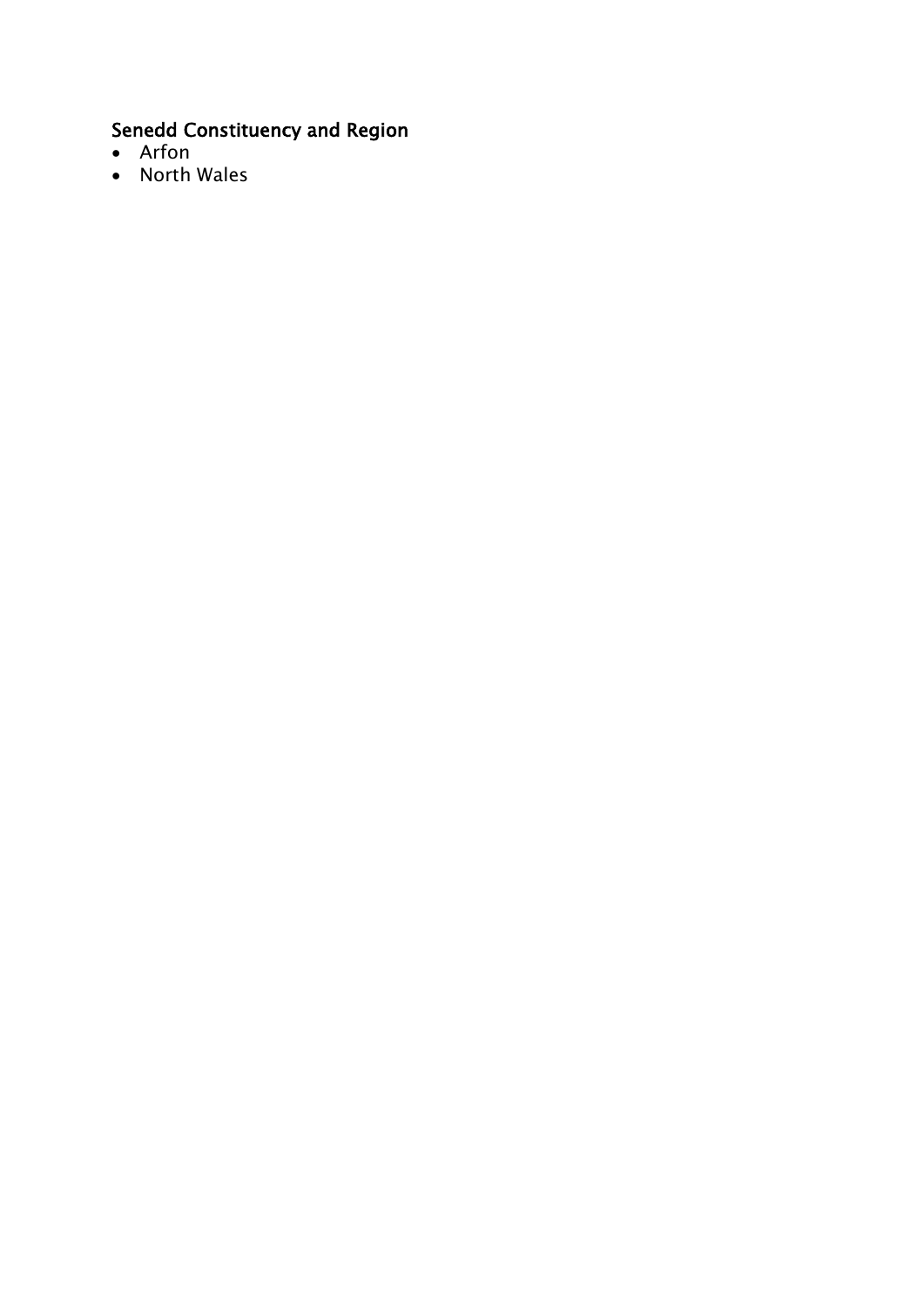**Senedd Constituency and Region**

- Arfon
- North Wales